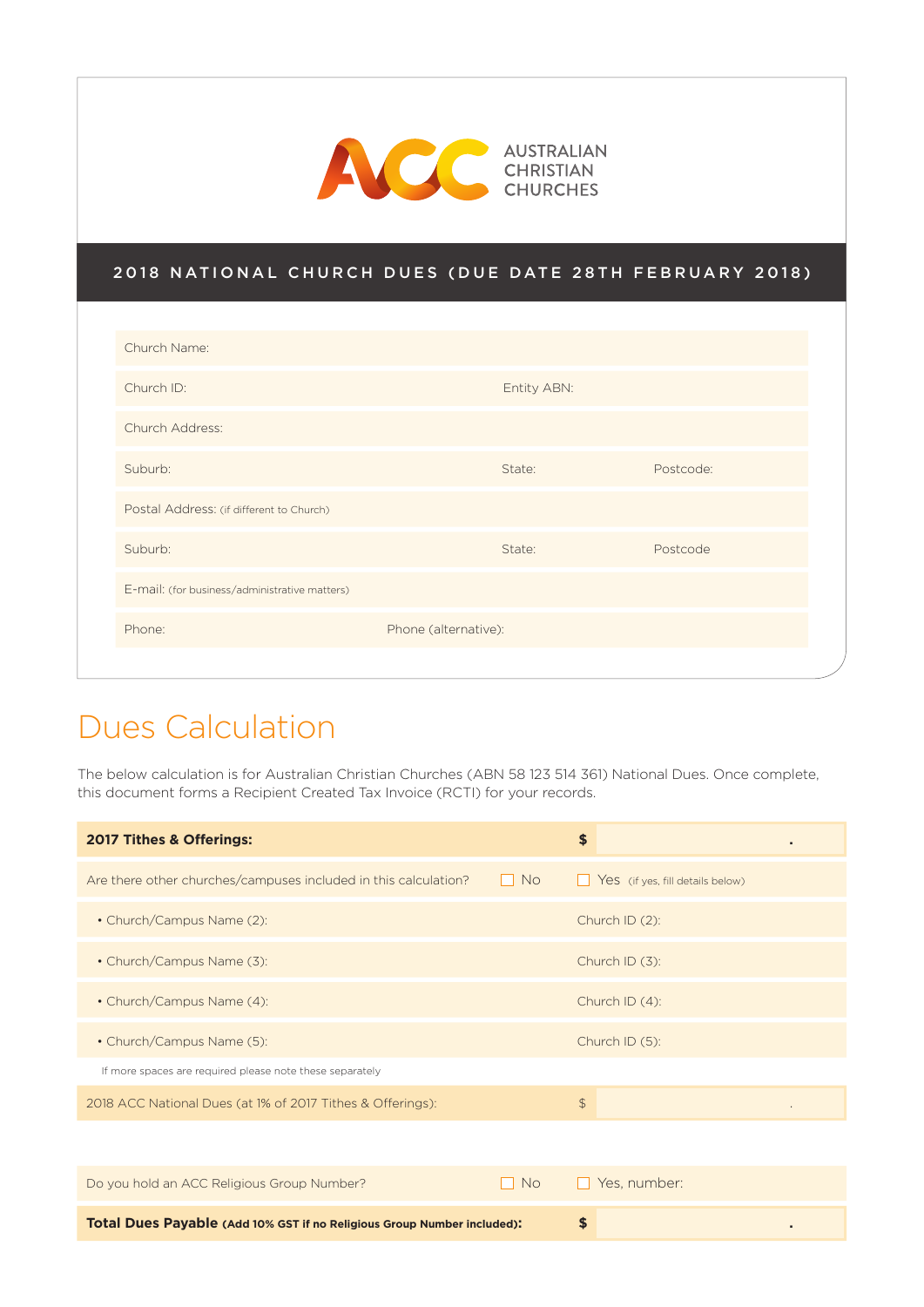AUSTRALIAN CHRISTIAN CHURCHES

## 2018 NATIONAL CHURCH DUES (DUE DATE 28TH FEBRUARY 2018)

| | | |
|---|---|---|
| Church Name: | | |
| Church ID: | Entity ABN: | |
| Church Address: | | |
| Suburb: | State: | Postcode: |
| Postal Address: (if different to Church) | | |
| Suburb: | State: | Postcode |
| E-mail: (for business/administrative matters) | | |
| Phone: | Phone (alternative): | |

# Dues Calculation

The below calculation is for Australian Christian Churches (ABN 58 123 514 361) National Dues. Once complete, this document forms a Recipient Created Tax Invoice (RCTI) for your records.

| | | |
|---|---|---|
| **2017 Tithes & Offerings:** | | **$** . |
| Are there other churches/campuses included in this calculation? | ☐ No | ☐ Yes (if yes, fill details below) |
| • Church/Campus Name (2): | | Church ID (2): |
| • Church/Campus Name (3): | | Church ID (3): |
| • Church/Campus Name (4): | | Church ID (4): |
| • Church/Campus Name (5): | | Church ID (5): |

If more spaces are required please note these separately

| | | |
|---|---|---|
| 2018 ACC National Dues (at 1% of 2017 Tithes & Offerings): | | $ . |
| Do you hold an ACC Religious Group Number? | ☐ No | ☐ Yes, number: |
| **Total Dues Payable (Add 10% GST if no Religious Group Number included):** | | **$** . |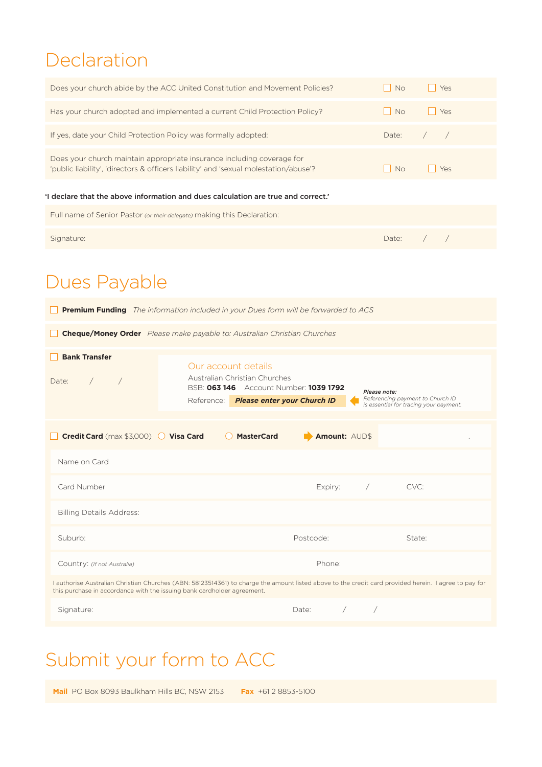# Declaration

| | | |
|---|---|---|
| Does your church abide by the ACC United Constitution and Movement Policies? | ☐ No | ☐ Yes |
| Has your church adopted and implemented a current Child Protection Policy? | ☐ No | ☐ Yes |
| If yes, date your Child Protection Policy was formally adopted: | Date: / / | |
| Does your church maintain appropriate insurance including coverage for 'public liability', 'directors & officers liability' and 'sexual molestation/abuse'? | ☐ No | ☐ Yes |

**'I declare that the above information and dues calculation are true and correct.'**

Full name of Senior Pastor *(or their delegate)* making this Declaration:

Signature: Date: / /

# Dues Payable

☐ **Premium Funding** *The information included in your Dues form will be forwarded to ACS*

☐ **Cheque/Money Order** *Please make payable to: Australian Christian Churches*

☐ **Bank Transfer**

Date: / /

Our account details

Australian Christian Churches

BSB: **063 146** Account Number: **1039 1792**

Reference: ***Please enter your Church ID***

***Please note:***
*Referencing payment to Church ID is essential for tracing your payment.*

☐ **Credit Card** (max $3,000) ○ **Visa Card** ○ **MasterCard** **Amount:** AUD$ .

Name on Card

Card Number Expiry: / CVC:

Billing Details Address:

Suburb: Postcode: State:

Country: *(If not Australia)* Phone:

I authorise Australian Christian Churches (ABN: 58123514361) to charge the amount listed above to the credit card provided herein. I agree to pay for this purchase in accordance with the issuing bank cardholder agreement.

Signature: Date: / /

# Submit your form to ACC

**Mail** PO Box 8093 Baulkham Hills BC, NSW 2153 **Fax** +61 2 8853-5100